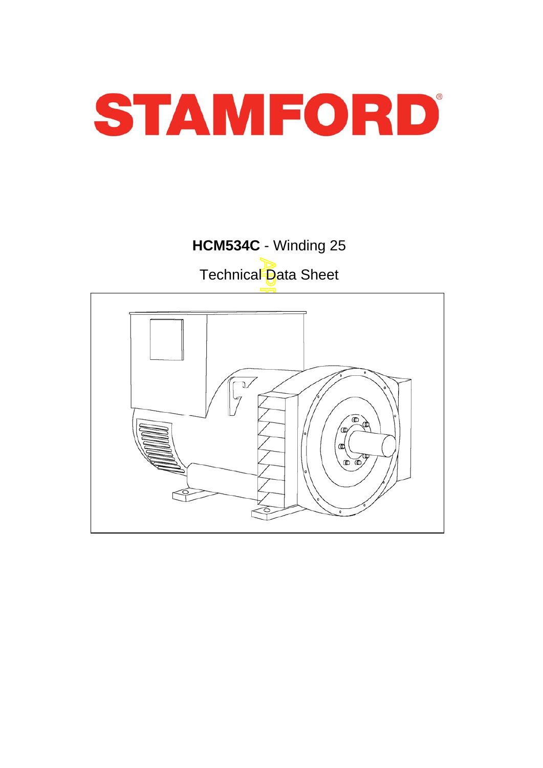# STAMFORD

**HCM534C** - Winding 25

Technical Data Sheet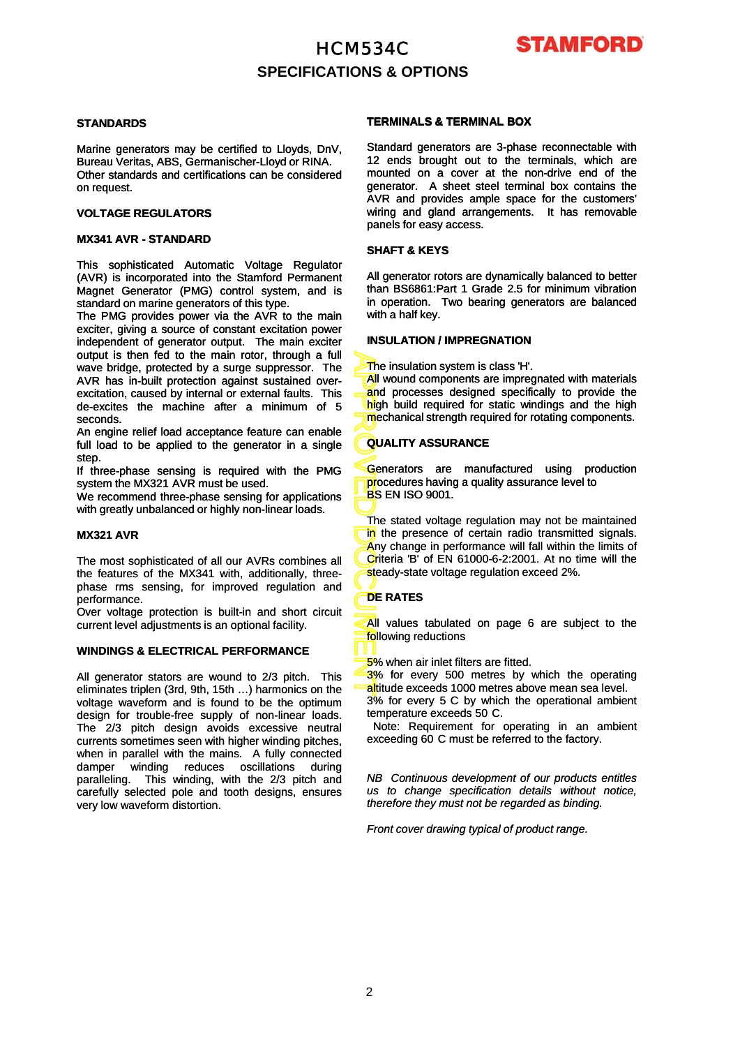# HCM534C

## SPECIFICATIONS & OPTIONS

### STANDARDS

Marine generators may be certified to Lloyds, DnV, Bureau Veritas, ABS, Germanischer-Lloyd or RINA. Other standards and certifications can be considered on request.

### VOLTAGE REGULATORS

#### MX341 AVR - STANDARD

This sophisticated Automatic Voltage Regulator (AVR) is incorporated into the Stamford Permanent Magnet Generator (PMG) control system, and is standard on marine generators of this type.

The PMG provides power via the AVR to the main exciter, giving a source of constant excitation power independent of generator output. The main exciter output is then fed to the main rotor, through a full wave bridge, protected by a surge suppressor. The AVR has in-built protection against sustained over-excitation, caused by internal or external faults. This de-excites the machine after a minimum of 5 seconds.

An engine relief load acceptance feature can enable full load to be applied to the generator in a single step.

If three-phase sensing is required with the PMG system the MX321 AVR must be used.

We recommend three-phase sensing for applications with greatly unbalanced or highly non-linear loads.

#### MX321 AVR

The most sophisticated of all our AVRs combines all the features of the MX341 with, additionally, three-phase rms sensing, for improved regulation and performance.

Over voltage protection is built-in and short circuit current level adjustments is an optional facility.

### WINDINGS & ELECTRICAL PERFORMANCE

All generator stators are wound to 2/3 pitch. This eliminates triplen (3rd, 9th, 15th …) harmonics on the voltage waveform and is found to be the optimum design for trouble-free supply of non-linear loads. The 2/3 pitch design avoids excessive neutral currents sometimes seen with higher winding pitches, when in parallel with the mains. A fully connected damper winding reduces oscillations during paralleling. This winding, with the 2/3 pitch and carefully selected pole and tooth designs, ensures very low waveform distortion.

### TERMINALS & TERMINAL BOX

Standard generators are 3-phase reconnectable with 12 ends brought out to the terminals, which are mounted on a cover at the non-drive end of the generator. A sheet steel terminal box contains the AVR and provides ample space for the customers' wiring and gland arrangements. It has removable panels for easy access.

### SHAFT & KEYS

All generator rotors are dynamically balanced to better than BS6861:Part 1 Grade 2.5 for minimum vibration in operation. Two bearing generators are balanced with a half key.

### INSULATION / IMPREGNATION

The insulation system is class 'H'.

All wound components are impregnated with materials and processes designed specifically to provide the high build required for static windings and the high mechanical strength required for rotating components.

### QUALITY ASSURANCE

Generators are manufactured using production procedures having a quality assurance level to BS EN ISO 9001.

The stated voltage regulation may not be maintained in the presence of certain radio transmitted signals. Any change in performance will fall within the limits of Criteria 'B' of EN 61000-6-2:2001. At no time will the steady-state voltage regulation exceed 2%.

### DE RATES

All values tabulated on page 6 are subject to the following reductions

5% when air inlet filters are fitted.

3% for every 500 metres by which the operating altitude exceeds 1000 metres above mean sea level.

3% for every 5 C by which the operational ambient temperature exceeds 50 C.

Note: Requirement for operating in an ambient exceeding 60 C must be referred to the factory.

*NB Continuous development of our products entitles us to change specification details without notice, therefore they must not be regarded as binding.*

*Front cover drawing typical of product range.*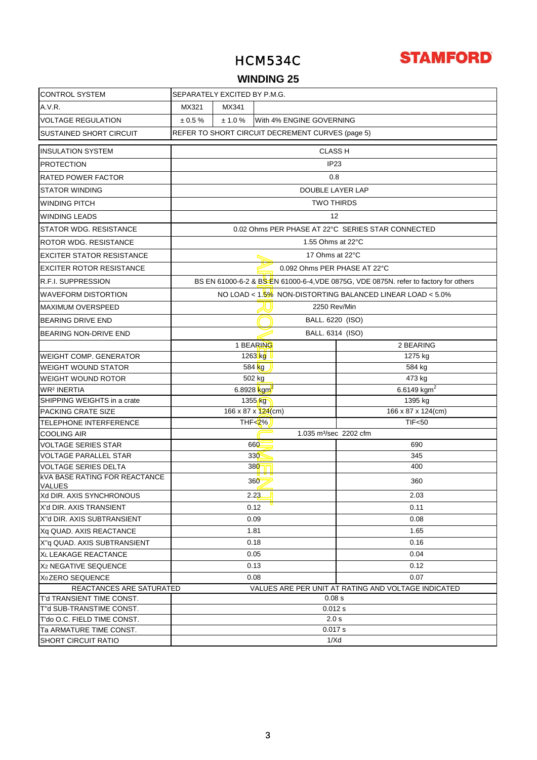# HCM534C

STAMFORD

## WINDING 25

| | | | |
|---|---|---|---|
| CONTROL SYSTEM | SEPARATELY EXCITED BY P.M.G. | | |
| A.V.R. | MX321 | MX341 | |
| VOLTAGE REGULATION | ± 0.5 % | ± 1.0 % | With 4% ENGINE GOVERNING |
| SUSTAINED SHORT CIRCUIT | REFER TO SHORT CIRCUIT DECREMENT CURVES (page 5) | | |

| | | |
|---|---|---|
| INSULATION SYSTEM | CLASS H | |
| PROTECTION | IP23 | |
| RATED POWER FACTOR | 0.8 | |
| STATOR WINDING | DOUBLE LAYER LAP | |
| WINDING PITCH | TWO THIRDS | |
| WINDING LEADS | 12 | |
| STATOR WDG. RESISTANCE | 0.02 Ohms PER PHASE AT 22°C SERIES STAR CONNECTED | |
| ROTOR WDG. RESISTANCE | 1.55 Ohms at 22°C | |
| EXCITER STATOR RESISTANCE | 17 Ohms at 22°C | |
| EXCITER ROTOR RESISTANCE | 0.092 Ohms PER PHASE AT 22°C | |
| R.F.I. SUPPRESSION | BS EN 61000-6-2 & BS EN 61000-6-4,VDE 0875G, VDE 0875N. refer to factory for others | |
| WAVEFORM DISTORTION | NO LOAD < 1.5% NON-DISTORTING BALANCED LINEAR LOAD < 5.0% | |
| MAXIMUM OVERSPEED | 2250 Rev/Min | |
| BEARING DRIVE END | BALL. 6220 (ISO) | |
| BEARING NON-DRIVE END | BALL. 6314 (ISO) | |
| | 1 BEARING | 2 BEARING |
| WEIGHT COMP. GENERATOR | 1263 kg | 1275 kg |
| WEIGHT WOUND STATOR | 584 kg | 584 kg |
| WEIGHT WOUND ROTOR | 502 kg | 473 kg |
| $WR^2$ INERTIA | 6.8928 $kgm^2$ | 6.6149 $kgm^2$ |
| SHIPPING WEIGHTS in a crate | 1355 kg | 1395 kg |
| PACKING CRATE SIZE | 166 x 87 x 124(cm) | 166 x 87 x 124(cm) |
| TELEPHONE INTERFERENCE | THF<2% | TIF<50 |
| COOLING AIR | 1.035 $m^3$/sec 2202 cfm | |
| VOLTAGE SERIES STAR | 660 | 690 |
| VOLTAGE PARALLEL STAR | 330 | 345 |
| VOLTAGE SERIES DELTA | 380 | 400 |
| kVA BASE RATING FOR REACTANCE VALUES | 360 | 360 |
| Xd DIR. AXIS SYNCHRONOUS | 2.23 | 2.03 |
| X'd DIR. AXIS TRANSIENT | 0.12 | 0.11 |
| X''d DIR. AXIS SUBTRANSIENT | 0.09 | 0.08 |
| Xq QUAD. AXIS REACTANCE | 1.81 | 1.65 |
| X''q QUAD. AXIS SUBTRANSIENT | 0.18 | 0.16 |
| $X_L$ LEAKAGE REACTANCE | 0.05 | 0.04 |
| $X_2$ NEGATIVE SEQUENCE | 0.13 | 0.12 |
| $X_0$ ZERO SEQUENCE | 0.08 | 0.07 |
| REACTANCES ARE SATURATED | VALUES ARE PER UNIT AT RATING AND VOLTAGE INDICATED | |
| T'd TRANSIENT TIME CONST. | 0.08 s | |
| T''d SUB-TRANSTIME CONST. | 0.012 s | |
| T'do O.C. FIELD TIME CONST. | 2.0 s | |
| Ta ARMATURE TIME CONST. | 0.017 s | |
| SHORT CIRCUIT RATIO | 1/Xd | |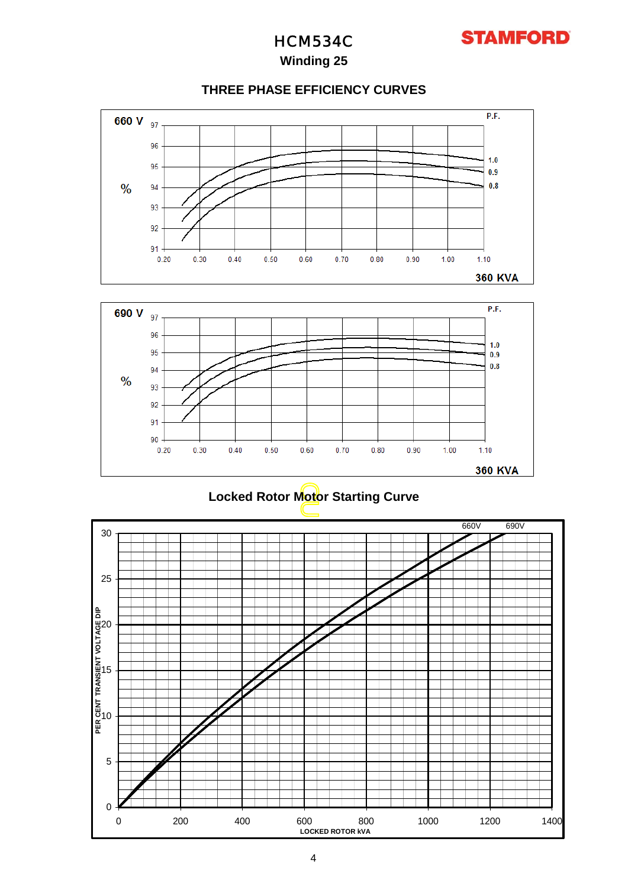# HCM534C

## Winding 25

### THREE PHASE EFFICIENCY CURVES

660 V

P.F.

97
96
95
94
93
92
91

%

0.20 0.30 0.40 0.50 0.60 0.70 0.80 0.90 1.00 1.10

1.0
0.9
0.8

360 KVA

690 V

P.F.

97
96
95
94
93
92
91
90

%

0.20 0.30 0.40 0.50 0.60 0.70 0.80 0.90 1.00 1.10

1.0
0.9
0.8

360 KVA

### Locked Rotor Motor Starting Curve

660V 690V

PER CENT TRANSIENT VOLTAGE DIP

30
25
20
15
10
5
0

0 200 400 600 800 1000 1200 1400

LOCKED ROTOR kVA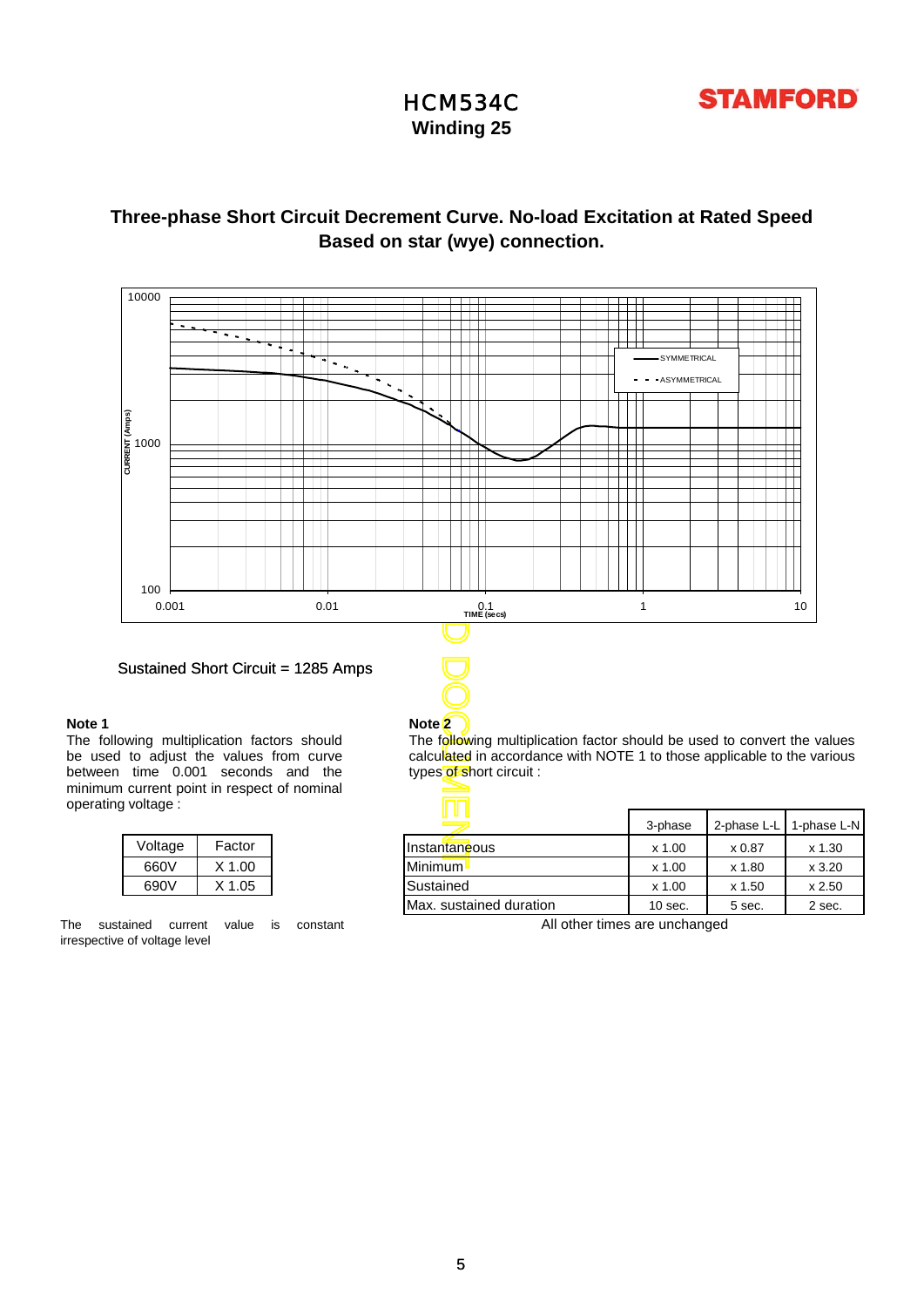# HCM534C
## Winding 25

### Three-phase Short Circuit Decrement Curve. No-load Excitation at Rated Speed
### Based on star (wye) connection.

Sustained Short Circuit = 1285 Amps

**Note 1**

The following multiplication factors should be used to adjust the values from curve between time 0.001 seconds and the minimum current point in respect of nominal operating voltage :

| Voltage | Factor |
|---|---|
| 660V | X 1.00 |
| 690V | X 1.05 |

The sustained current value is constant irrespective of voltage level

**Note 2**

The following multiplication factor should be used to convert the values calculated in accordance with NOTE 1 to those applicable to the various types of short circuit :

| | 3-phase | 2-phase L-L | 1-phase L-N |
|---|---|---|---|
| Instantaneous | x 1.00 | x 0.87 | x 1.30 |
| Minimum | x 1.00 | x 1.80 | x 3.20 |
| Sustained | x 1.00 | x 1.50 | x 2.50 |
| Max. sustained duration | 10 sec. | 5 sec. | 2 sec. |

All other times are unchanged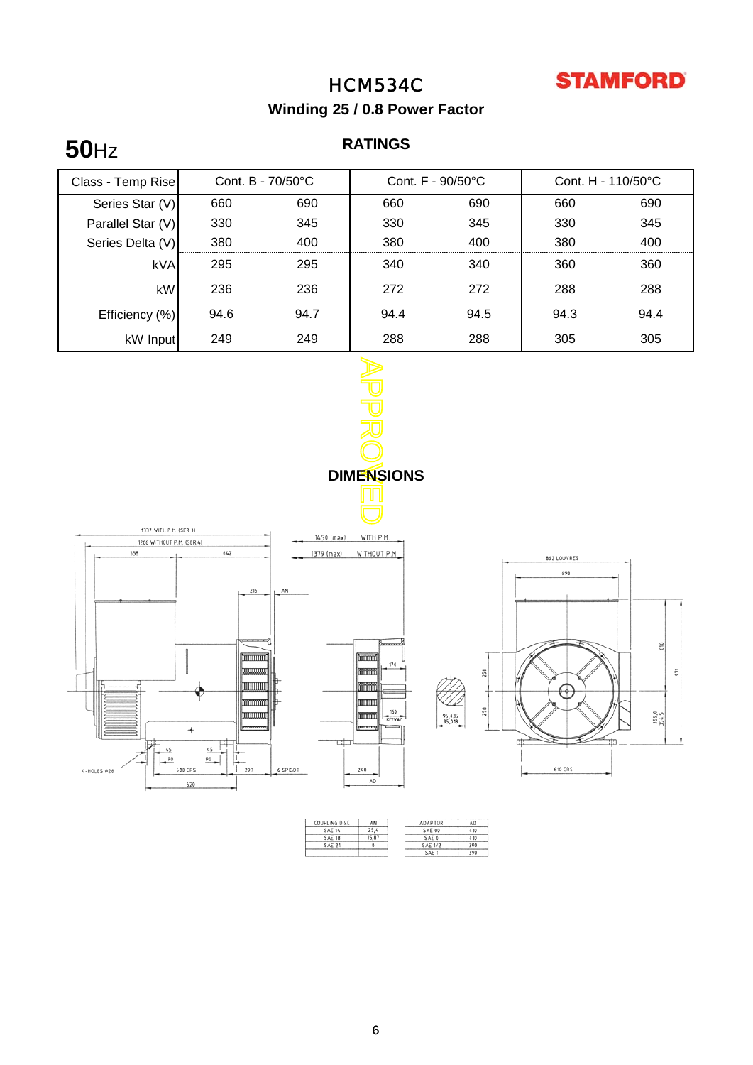# HCM534C

**STAMFORD**

### Winding 25 / 0.8 Power Factor

**50**Hz

## RATINGS

| Class - Temp Rise | Cont. B - 70/50°C | | Cont. F - 90/50°C | | Cont. H - 110/50°C | |
|---|---|---|---|---|---|---|
| Series Star (V) | 660 | 690 | 660 | 690 | 660 | 690 |
| Parallel Star (V) | 330 | 345 | 330 | 345 | 330 | 345 |
| Series Delta (V) | 380 | 400 | 380 | 400 | 380 | 400 |
| kVA | 295 | 295 | 340 | 340 | 360 | 360 |
| kW | 236 | 236 | 272 | 272 | 288 | 288 |
| Efficiency (%) | 94.6 | 94.7 | 94.4 | 94.5 | 94.3 | 94.4 |
| kW Input | 249 | 249 | 288 | 288 | 305 | 305 |

APPROVED

## DIMENSIONS

| COUPLING DISC | AN |
|---|---|
| SAE 14 | 25,4 |
| SAE 18 | 15,87 |
| SAE 21 | 0 |

| ADAPTOR | AD |
|---|---|
| SAE 00 | 410 |
| SAE 0 | 410 |
| SAE 1/2 | 390 |
| SAE 1 | 390 |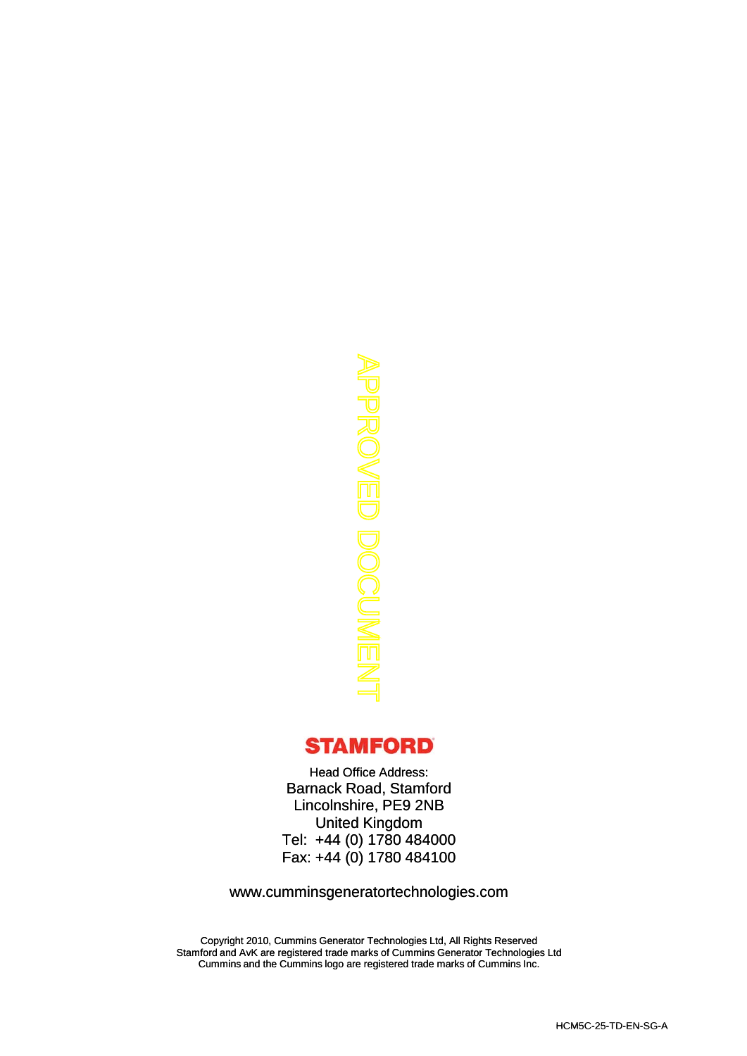APPROVED DOCUMENT

**STAMFORD**

Head Office Address:
Barnack Road, Stamford
Lincolnshire, PE9 2NB
United Kingdom
Tel: +44 (0) 1780 484000
Fax: +44 (0) 1780 484100

www.cumminsgeneratortechnologies.com

Copyright 2010, Cummins Generator Technologies Ltd, All Rights Reserved
Stamford and AvK are registered trade marks of Cummins Generator Technologies Ltd
Cummins and the Cummins logo are registered trade marks of Cummins Inc.

HCM5C-25-TD-EN-SG-A